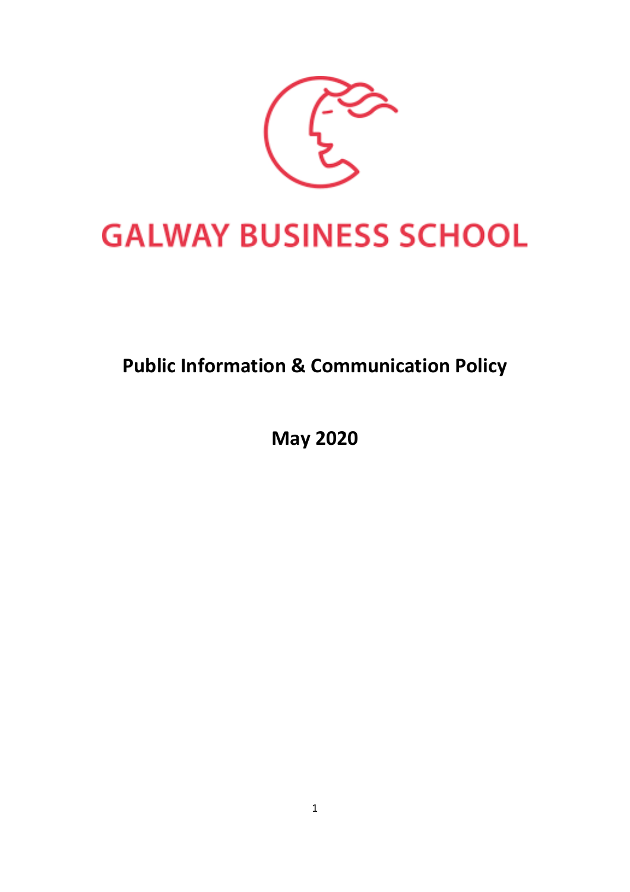GALWAY BUSINESS SCHOOL

# Public Information & Communication Policy

**May 2020**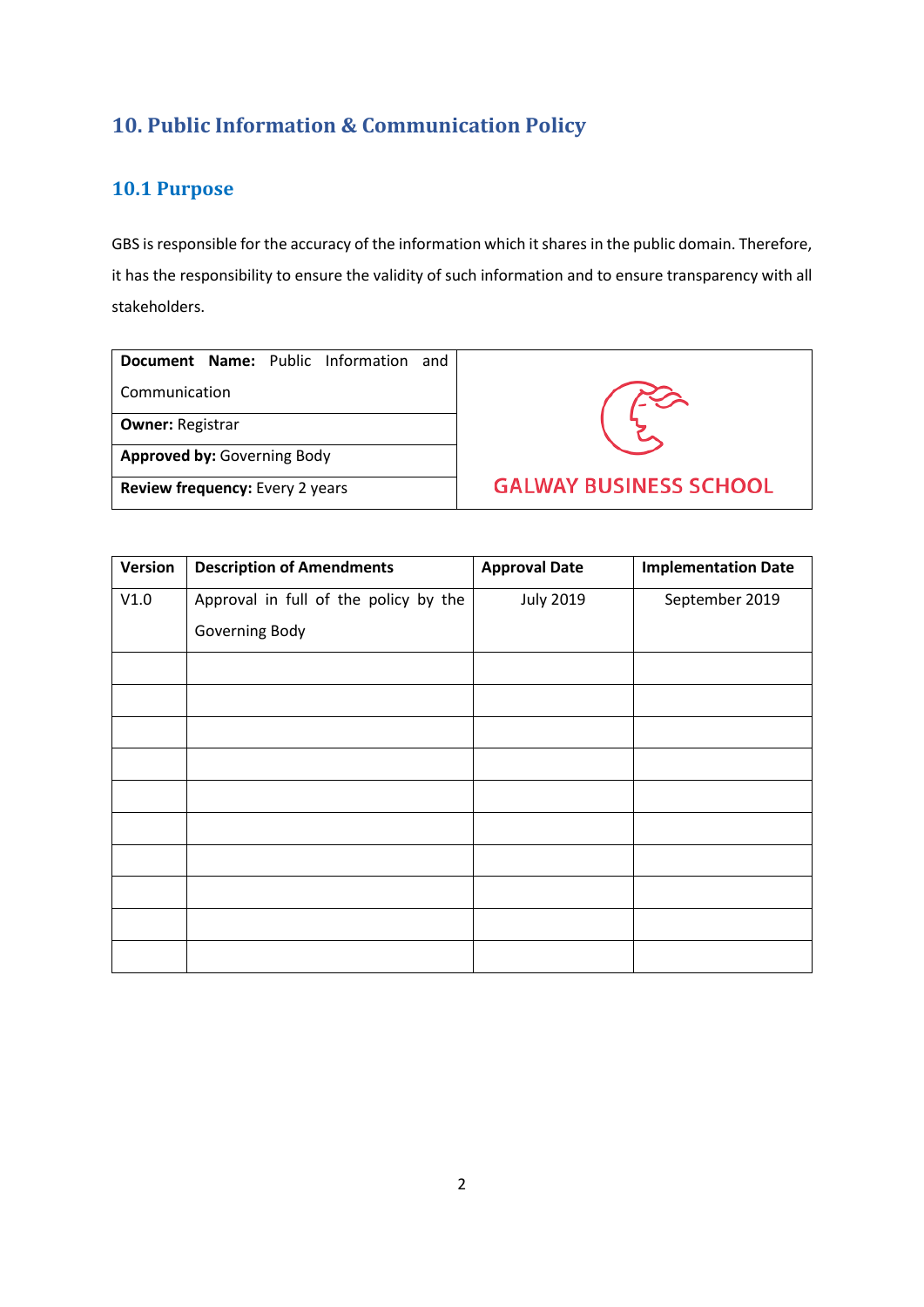## 10. Public Information & Communication Policy

### 10.1 Purpose

GBS is responsible for the accuracy of the information which it shares in the public domain. Therefore, it has the responsibility to ensure the validity of such information and to ensure transparency with all stakeholders.

| **Document Name:** Public Information and Communication | GALWAY BUSINESS SCHOOL |
|---|---|
| **Owner:** Registrar | |
| **Approved by:** Governing Body | |
| **Review frequency:** Every 2 years | |

| Version | Description of Amendments | Approval Date | Implementation Date |
|---|---|---|---|
| V1.0 | Approval in full of the policy by the Governing Body | July 2019 | September 2019 |
| | | | |
| | | | |
| | | | |
| | | | |
| | | | |
| | | | |
| | | | |
| | | | |
| | | | |
| | | | |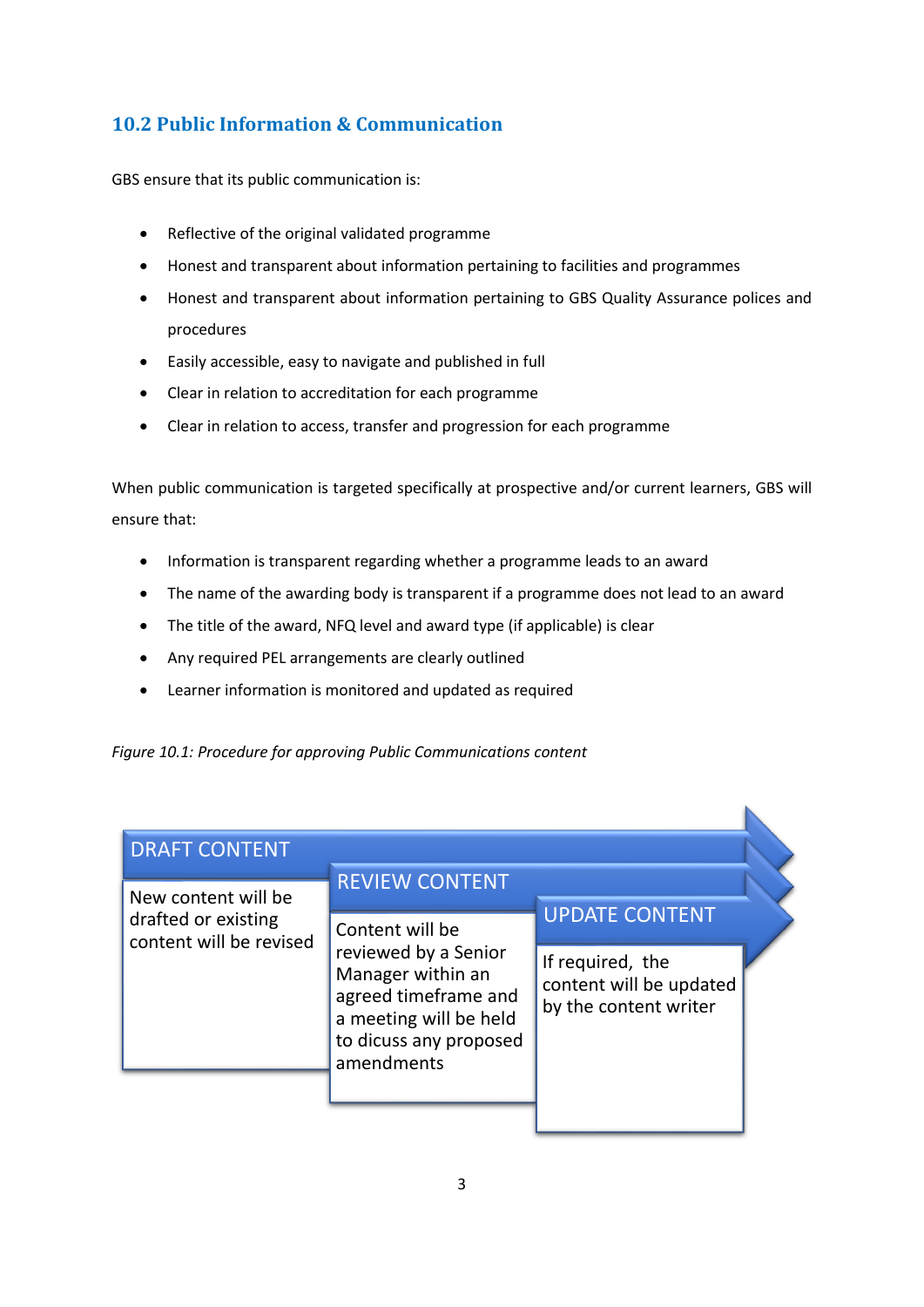## 10.2 Public Information & Communication

GBS ensure that its public communication is:

- Reflective of the original validated programme
- Honest and transparent about information pertaining to facilities and programmes
- Honest and transparent about information pertaining to GBS Quality Assurance polices and procedures
- Easily accessible, easy to navigate and published in full
- Clear in relation to accreditation for each programme
- Clear in relation to access, transfer and progression for each programme

When public communication is targeted specifically at prospective and/or current learners, GBS will ensure that:

- Information is transparent regarding whether a programme leads to an award
- The name of the awarding body is transparent if a programme does not lead to an award
- The title of the award, NFQ level and award type (if applicable) is clear
- Any required PEL arrangements are clearly outlined
- Learner information is monitored and updated as required

*Figure 10.1: Procedure for approving Public Communications content*

DRAFT CONTENT

New content will be drafted or existing content will be revised

REVIEW CONTENT

Content will be reviewed by a Senior Manager within an agreed timeframe and a meeting will be held to dicuss any proposed amendments

UPDATE CONTENT

If required, the content will be updated by the content writer